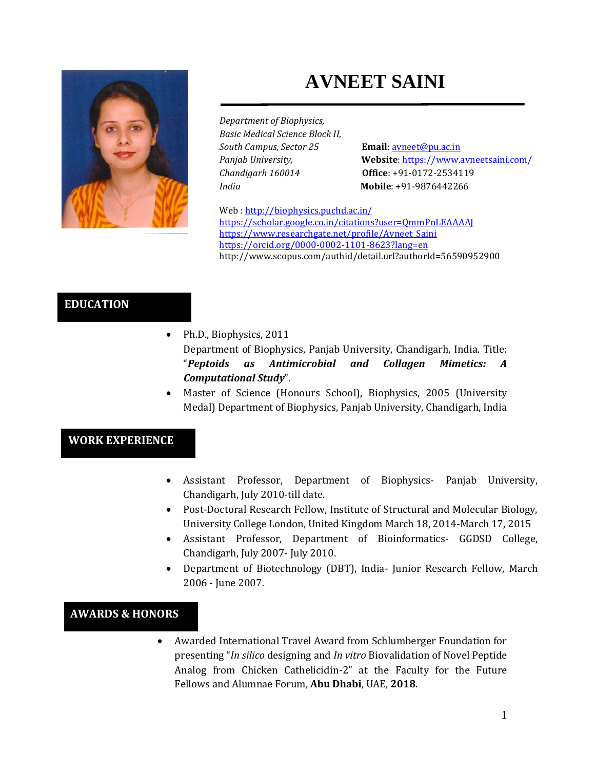# AVNEET SAINI

*Department of Biophysics,*
*Basic Medical Science Block II,*
*South Campus, Sector 25*
*Panjab University,*
*Chandigarh 160014*
*India*

**Email**: avneet@pu.ac.in
**Website**: https://www.avneetsaini.com/
**Office**: +91-0172-2534119
**Mobile**: +91-9876442266

Web : http://biophysics.puchd.ac.in/
https://scholar.google.co.in/citations?user=QmmPnLEAAAAJ
https://www.researchgate.net/profile/Avneet_Saini
https://orcid.org/0000-0002-1101-8623?lang=en
http://www.scopus.com/authid/detail.url?authorId=56590952900

## EDUCATION

- Ph.D., Biophysics, 2011
  Department of Biophysics, Panjab University, Chandigarh, India. Title: "***Peptoids as Antimicrobial and Collagen Mimetics: A Computational Study***".
- Master of Science (Honours School), Biophysics, 2005 (University Medal) Department of Biophysics, Panjab University, Chandigarh, India

## WORK EXPERIENCE

- Assistant Professor, Department of Biophysics- Panjab University, Chandigarh, July 2010-till date.
- Post-Doctoral Research Fellow, Institute of Structural and Molecular Biology, University College London, United Kingdom March 18, 2014-March 17, 2015
- Assistant Professor, Department of Bioinformatics- GGDSD College, Chandigarh, July 2007- July 2010.
- Department of Biotechnology (DBT), India- Junior Research Fellow, March 2006 - June 2007.

## AWARDS & HONORS

- Awarded International Travel Award from Schlumberger Foundation for presenting "*In silico* designing and *In vitro* Biovalidation of Novel Peptide Analog from Chicken Cathelicidin-2" at the Faculty for the Future Fellows and Alumnae Forum, **Abu Dhabi**, UAE, **2018**.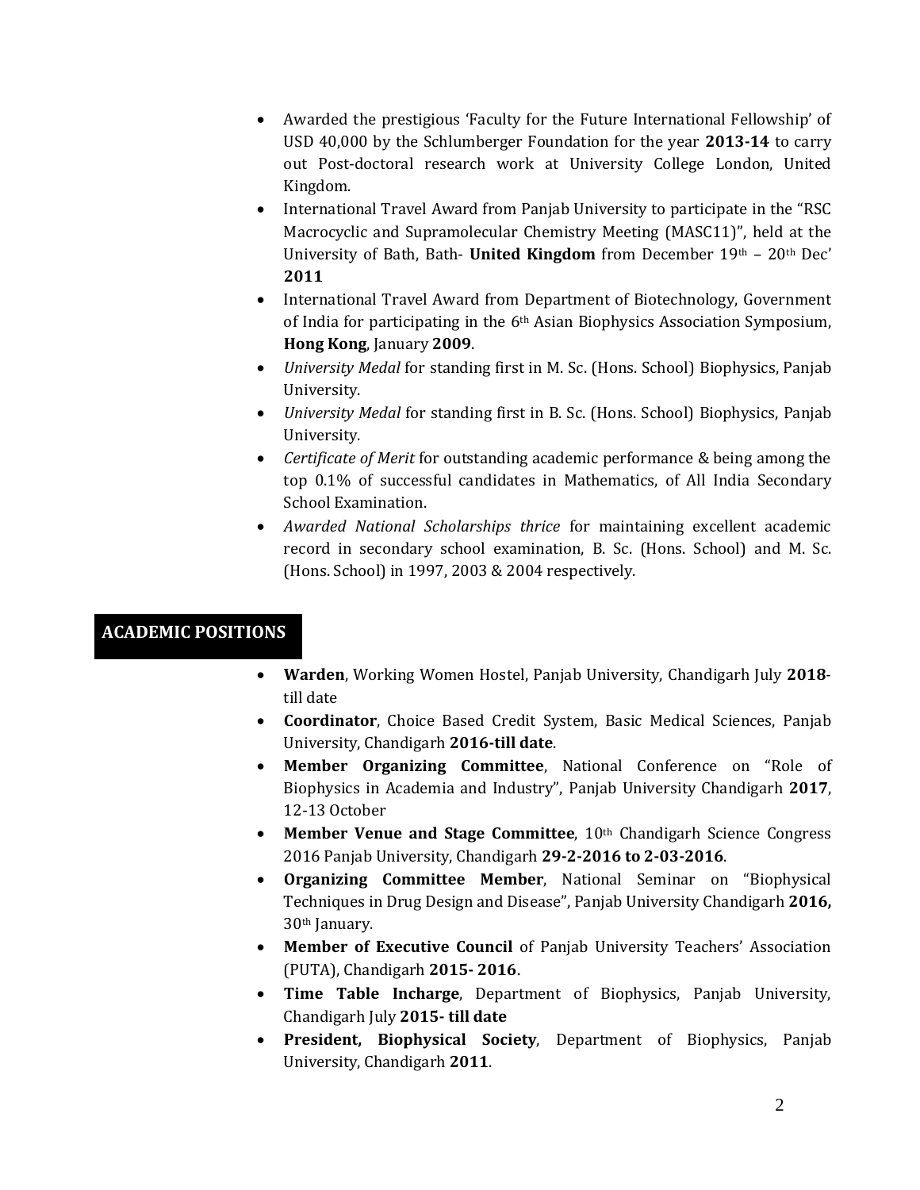- Awarded the prestigious 'Faculty for the Future International Fellowship' of USD 40,000 by the Schlumberger Foundation for the year **2013-14** to carry out Post-doctoral research work at University College London, United Kingdom.
- International Travel Award from Panjab University to participate in the "RSC Macrocyclic and Supramolecular Chemistry Meeting (MASC11)", held at the University of Bath, Bath- **United Kingdom** from December 19th – 20th Dec' **2011**
- International Travel Award from Department of Biotechnology, Government of India for participating in the 6th Asian Biophysics Association Symposium, **Hong Kong**, January **2009**.
- *University Medal* for standing first in M. Sc. (Hons. School) Biophysics, Panjab University.
- *University Medal* for standing first in B. Sc. (Hons. School) Biophysics, Panjab University.
- *Certificate of Merit* for outstanding academic performance & being among the top 0.1% of successful candidates in Mathematics, of All India Secondary School Examination.
- *Awarded National Scholarships thrice* for maintaining excellent academic record in secondary school examination, B. Sc. (Hons. School) and M. Sc. (Hons. School) in 1997, 2003 & 2004 respectively.

## ACADEMIC POSITIONS

- **Warden**, Working Women Hostel, Panjab University, Chandigarh July **2018**-till date
- **Coordinator**, Choice Based Credit System, Basic Medical Sciences, Panjab University, Chandigarh **2016-till date**.
- **Member Organizing Committee**, National Conference on "Role of Biophysics in Academia and Industry", Panjab University Chandigarh **2017**, 12-13 October
- **Member Venue and Stage Committee**, 10th Chandigarh Science Congress 2016 Panjab University, Chandigarh **29-2-2016 to 2-03-2016**.
- **Organizing Committee Member**, National Seminar on "Biophysical Techniques in Drug Design and Disease", Panjab University Chandigarh **2016,** 30th January.
- **Member of Executive Council** of Panjab University Teachers' Association (PUTA), Chandigarh **2015- 2016**.
- **Time Table Incharge**, Department of Biophysics, Panjab University, Chandigarh July **2015- till date**
- **President, Biophysical Society**, Department of Biophysics, Panjab University, Chandigarh **2011**.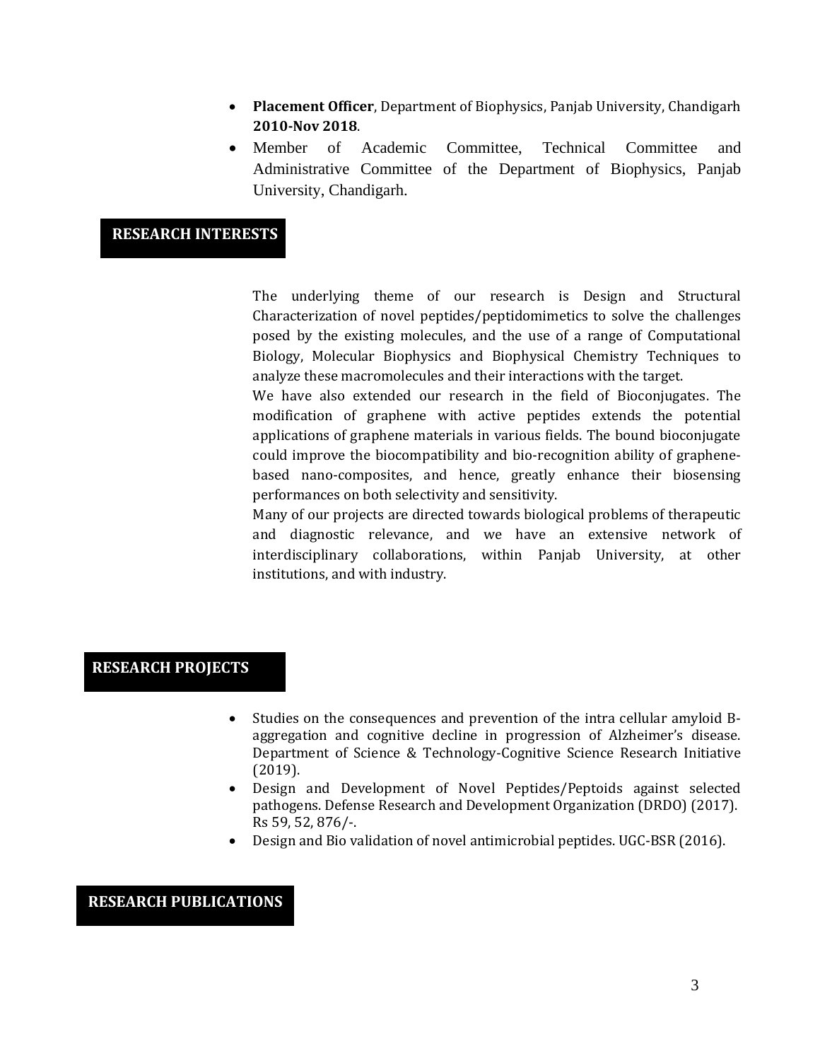- **Placement Officer**, Department of Biophysics, Panjab University, Chandigarh **2010-Nov 2018**.
- Member of Academic Committee, Technical Committee and Administrative Committee of the Department of Biophysics, Panjab University, Chandigarh.

## RESEARCH INTERESTS

The underlying theme of our research is Design and Structural Characterization of novel peptides/peptidomimetics to solve the challenges posed by the existing molecules, and the use of a range of Computational Biology, Molecular Biophysics and Biophysical Chemistry Techniques to analyze these macromolecules and their interactions with the target.

We have also extended our research in the field of Bioconjugates. The modification of graphene with active peptides extends the potential applications of graphene materials in various fields. The bound bioconjugate could improve the biocompatibility and bio-recognition ability of graphene-based nano-composites, and hence, greatly enhance their biosensing performances on both selectivity and sensitivity.

Many of our projects are directed towards biological problems of therapeutic and diagnostic relevance, and we have an extensive network of interdisciplinary collaborations, within Panjab University, at other institutions, and with industry.

## RESEARCH PROJECTS

- Studies on the consequences and prevention of the intra cellular amyloid B-aggregation and cognitive decline in progression of Alzheimer's disease. Department of Science & Technology-Cognitive Science Research Initiative (2019).
- Design and Development of Novel Peptides/Peptoids against selected pathogens. Defense Research and Development Organization (DRDO) (2017). Rs 59, 52, 876/-.
- Design and Bio validation of novel antimicrobial peptides. UGC-BSR (2016).

## RESEARCH PUBLICATIONS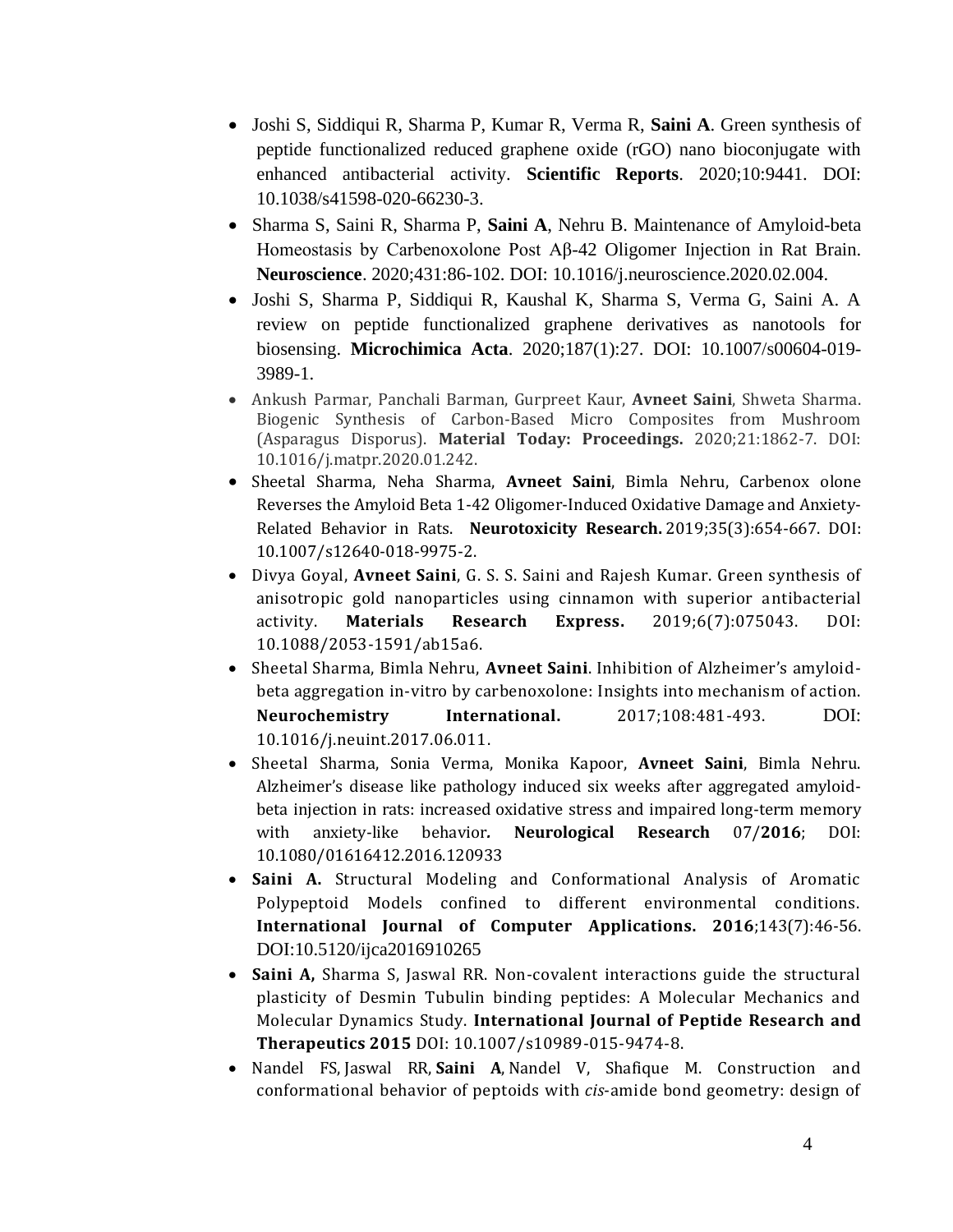- Joshi S, Siddiqui R, Sharma P, Kumar R, Verma R, **Saini A**. Green synthesis of peptide functionalized reduced graphene oxide (rGO) nano bioconjugate with enhanced antibacterial activity. **Scientific Reports**. 2020;10:9441. DOI: 10.1038/s41598-020-66230-3.
- Sharma S, Saini R, Sharma P, **Saini A**, Nehru B. Maintenance of Amyloid-beta Homeostasis by Carbenoxolone Post Aβ-42 Oligomer Injection in Rat Brain. **Neuroscience**. 2020;431:86-102. DOI: 10.1016/j.neuroscience.2020.02.004.
- Joshi S, Sharma P, Siddiqui R, Kaushal K, Sharma S, Verma G, Saini A. A review on peptide functionalized graphene derivatives as nanotools for biosensing. **Microchimica Acta**. 2020;187(1):27. DOI: 10.1007/s00604-019-3989-1.
- Ankush Parmar, Panchali Barman, Gurpreet Kaur, **Avneet Saini**, Shweta Sharma. Biogenic Synthesis of Carbon-Based Micro Composites from Mushroom (Asparagus Disporus). **Material Today: Proceedings.** 2020;21:1862-7. DOI: 10.1016/j.matpr.2020.01.242.
- Sheetal Sharma, Neha Sharma, **Avneet Saini**, Bimla Nehru, Carbenox olone Reverses the Amyloid Beta 1-42 Oligomer-Induced Oxidative Damage and Anxiety-Related Behavior in Rats. **Neurotoxicity Research.** 2019;35(3):654-667. DOI: 10.1007/s12640-018-9975-2.
- Divya Goyal, **Avneet Saini**, G. S. S. Saini and Rajesh Kumar. Green synthesis of anisotropic gold nanoparticles using cinnamon with superior antibacterial activity. **Materials Research Express.** 2019;6(7):075043. DOI: 10.1088/2053-1591/ab15a6.
- Sheetal Sharma, Bimla Nehru, **Avneet Saini**. Inhibition of Alzheimer's amyloid-beta aggregation in-vitro by carbenoxolone: Insights into mechanism of action. **Neurochemistry International.** 2017;108:481-493. DOI: 10.1016/j.neuint.2017.06.011.
- Sheetal Sharma, Sonia Verma, Monika Kapoor, **Avneet Saini**, Bimla Nehru. Alzheimer's disease like pathology induced six weeks after aggregated amyloid-beta injection in rats: increased oxidative stress and impaired long-term memory with anxiety-like behavior**. Neurological Research** 07/**2016**; DOI: 10.1080/01616412.2016.120933
- **Saini A.** Structural Modeling and Conformational Analysis of Aromatic Polypeptoid Models confined to different environmental conditions. **International Journal of Computer Applications. 2016**;143(7):46-56. DOI:10.5120/ijca2016910265
- **Saini A,** Sharma S, Jaswal RR. Non-covalent interactions guide the structural plasticity of Desmin Tubulin binding peptides: A Molecular Mechanics and Molecular Dynamics Study. **International Journal of Peptide Research and Therapeutics 2015** DOI: 10.1007/s10989-015-9474-8.
- Nandel FS, Jaswal RR, **Saini A**, Nandel V, Shafique M. Construction and conformational behavior of peptoids with *cis*-amide bond geometry: design of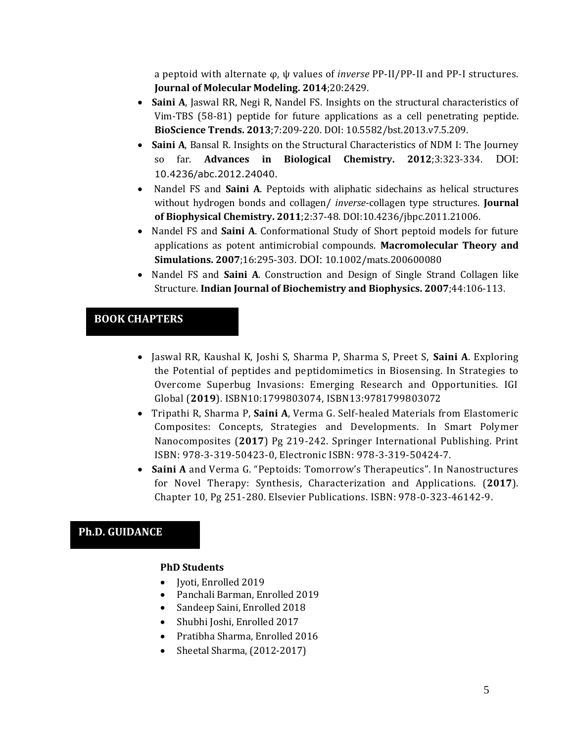a peptoid with alternate φ, ψ values of *inverse* PP-II/PP-II and PP-I structures. **Journal of Molecular Modeling. 2014**;20:2429.

- **Saini A**, Jaswal RR, Negi R, Nandel FS. Insights on the structural characteristics of Vim-TBS (58-81) peptide for future applications as a cell penetrating peptide. **BioScience Trends. 2013**;7:209-220. DOI: 10.5582/bst.2013.v7.5.209.
- **Saini A**, Bansal R. Insights on the Structural Characteristics of NDM I: The Journey so far. **Advances in Biological Chemistry. 2012**;3:323-334. DOI: 10.4236/abc.2012.24040.
- Nandel FS and **Saini A**. Peptoids with aliphatic sidechains as helical structures without hydrogen bonds and collagen/ *inverse*-collagen type structures. **Journal of Biophysical Chemistry. 2011**;2:37-48. DOI:10.4236/jbpc.2011.21006.
- Nandel FS and **Saini A**. Conformational Study of Short peptoid models for future applications as potent antimicrobial compounds. **Macromolecular Theory and Simulations. 2007**;16:295-303. DOI: 10.1002/mats.200600080
- Nandel FS and **Saini A**. Construction and Design of Single Strand Collagen like Structure. **Indian Journal of Biochemistry and Biophysics. 2007**;44:106-113.

## BOOK CHAPTERS

- Jaswal RR, Kaushal K, Joshi S, Sharma P, Sharma S, Preet S, **Saini A**. Exploring the Potential of peptides and peptidomimetics in Biosensing. In Strategies to Overcome Superbug Invasions: Emerging Research and Opportunities. IGI Global (**2019**). ISBN10:1799803074, ISBN13:9781799803072
- Tripathi R, Sharma P, **Saini A**, Verma G. Self-healed Materials from Elastomeric Composites: Concepts, Strategies and Developments. In Smart Polymer Nanocomposites (**2017**) Pg 219-242. Springer International Publishing. Print ISBN: 978-3-319-50423-0, Electronic ISBN: 978-3-319-50424-7.
- **Saini A** and Verma G. "Peptoids: Tomorrow's Therapeutics". In Nanostructures for Novel Therapy: Synthesis, Characterization and Applications. (**2017**). Chapter 10, Pg 251-280. Elsevier Publications. ISBN: 978-0-323-46142-9.

## Ph.D. GUIDANCE

**PhD Students**

- Jyoti, Enrolled 2019
- Panchali Barman, Enrolled 2019
- Sandeep Saini, Enrolled 2018
- Shubhi Joshi, Enrolled 2017
- Pratibha Sharma, Enrolled 2016
- Sheetal Sharma, (2012-2017)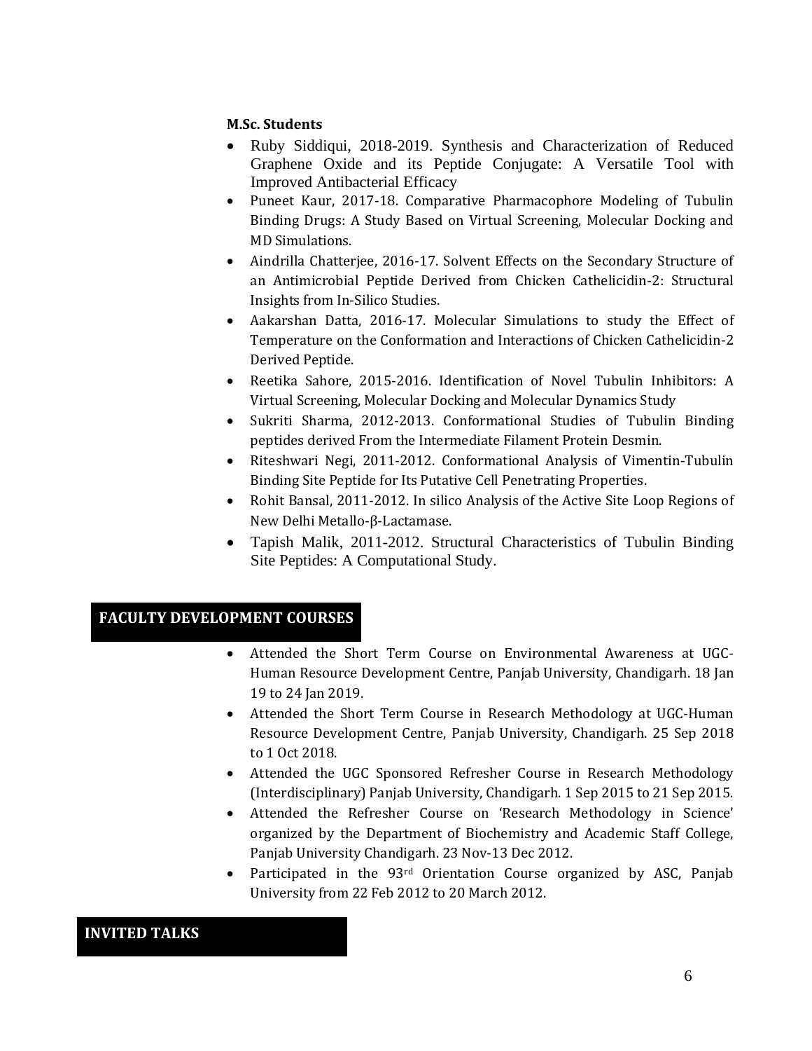**M.Sc. Students**

- Ruby Siddiqui, 2018-2019. Synthesis and Characterization of Reduced Graphene Oxide and its Peptide Conjugate: A Versatile Tool with Improved Antibacterial Efficacy
- Puneet Kaur, 2017-18. Comparative Pharmacophore Modeling of Tubulin Binding Drugs: A Study Based on Virtual Screening, Molecular Docking and MD Simulations.
- Aindrilla Chatterjee, 2016-17. Solvent Effects on the Secondary Structure of an Antimicrobial Peptide Derived from Chicken Cathelicidin-2: Structural Insights from In-Silico Studies.
- Aakarshan Datta, 2016-17. Molecular Simulations to study the Effect of Temperature on the Conformation and Interactions of Chicken Cathelicidin-2 Derived Peptide.
- Reetika Sahore, 2015-2016. Identification of Novel Tubulin Inhibitors: A Virtual Screening, Molecular Docking and Molecular Dynamics Study
- Sukriti Sharma, 2012-2013. Conformational Studies of Tubulin Binding peptides derived From the Intermediate Filament Protein Desmin.
- Riteshwari Negi, 2011-2012. Conformational Analysis of Vimentin-Tubulin Binding Site Peptide for Its Putative Cell Penetrating Properties.
- Rohit Bansal, 2011-2012. In silico Analysis of the Active Site Loop Regions of New Delhi Metallo-β-Lactamase.
- Tapish Malik, 2011-2012. Structural Characteristics of Tubulin Binding Site Peptides: A Computational Study.

## FACULTY DEVELOPMENT COURSES

- Attended the Short Term Course on Environmental Awareness at UGC-Human Resource Development Centre, Panjab University, Chandigarh. 18 Jan 19 to 24 Jan 2019.
- Attended the Short Term Course in Research Methodology at UGC-Human Resource Development Centre, Panjab University, Chandigarh. 25 Sep 2018 to 1 Oct 2018.
- Attended the UGC Sponsored Refresher Course in Research Methodology (Interdisciplinary) Panjab University, Chandigarh. 1 Sep 2015 to 21 Sep 2015.
- Attended the Refresher Course on 'Research Methodology in Science' organized by the Department of Biochemistry and Academic Staff College, Panjab University Chandigarh. 23 Nov-13 Dec 2012.
- Participated in the 93rd Orientation Course organized by ASC, Panjab University from 22 Feb 2012 to 20 March 2012.

## INVITED TALKS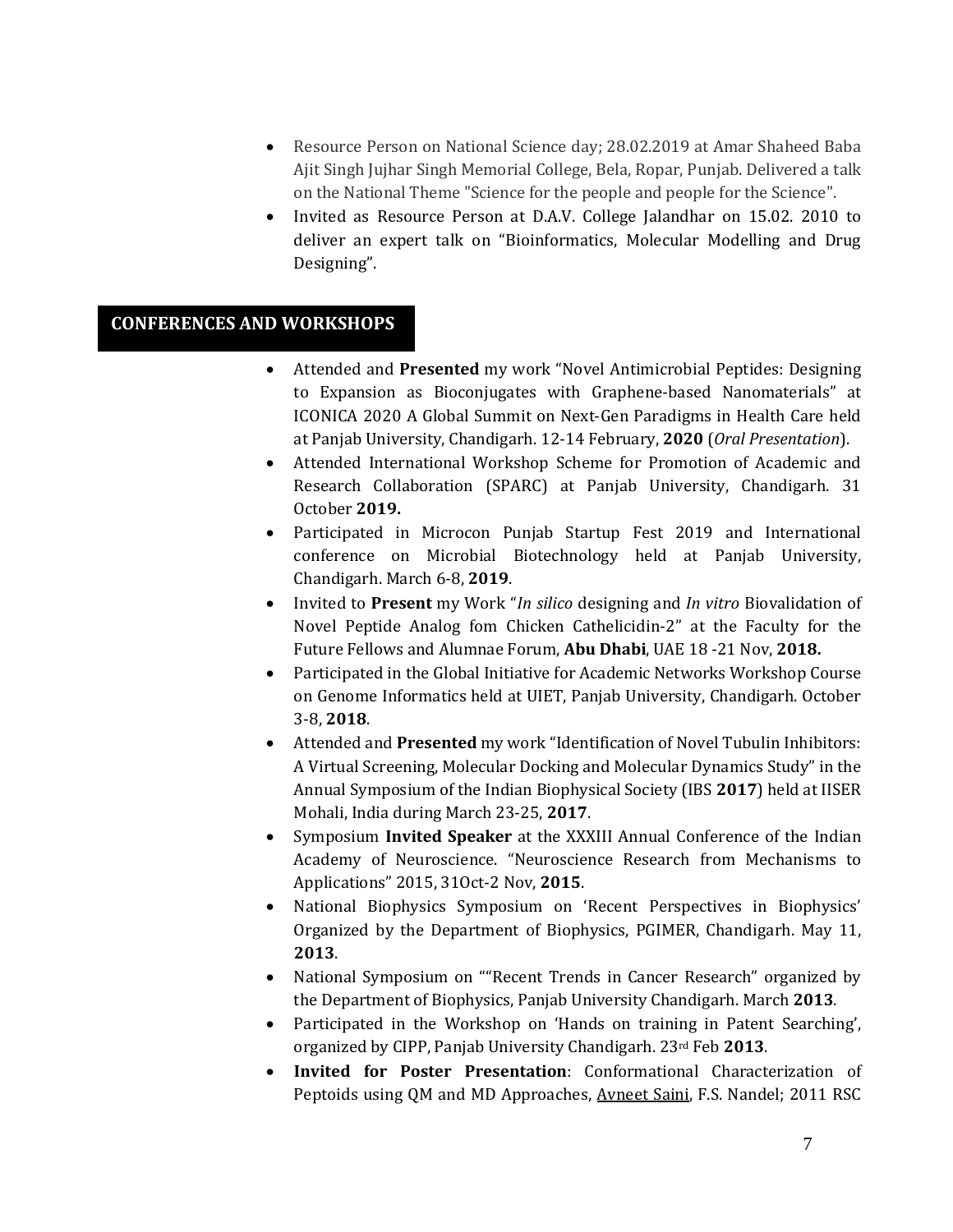- Resource Person on National Science day; 28.02.2019 at Amar Shaheed Baba Ajit Singh Jujhar Singh Memorial College, Bela, Ropar, Punjab. Delivered a talk on the National Theme "Science for the people and people for the Science".
- Invited as Resource Person at D.A.V. College Jalandhar on 15.02. 2010 to deliver an expert talk on "Bioinformatics, Molecular Modelling and Drug Designing".

## CONFERENCES AND WORKSHOPS

- Attended and **Presented** my work "Novel Antimicrobial Peptides: Designing to Expansion as Bioconjugates with Graphene-based Nanomaterials" at ICONICA 2020 A Global Summit on Next-Gen Paradigms in Health Care held at Panjab University, Chandigarh. 12-14 February, **2020** (*Oral Presentation*).
- Attended International Workshop Scheme for Promotion of Academic and Research Collaboration (SPARC) at Panjab University, Chandigarh. 31 October **2019.**
- Participated in Microcon Punjab Startup Fest 2019 and International conference on Microbial Biotechnology held at Panjab University, Chandigarh. March 6-8, **2019**.
- Invited to **Present** my Work "*In silico* designing and *In vitro* Biovalidation of Novel Peptide Analog fom Chicken Cathelicidin-2" at the Faculty for the Future Fellows and Alumnae Forum, **Abu Dhabi**, UAE 18 -21 Nov, **2018.**
- Participated in the Global Initiative for Academic Networks Workshop Course on Genome Informatics held at UIET, Panjab University, Chandigarh. October 3-8, **2018**.
- Attended and **Presented** my work "Identification of Novel Tubulin Inhibitors: A Virtual Screening, Molecular Docking and Molecular Dynamics Study" in the Annual Symposium of the Indian Biophysical Society (IBS **2017**) held at IISER Mohali, India during March 23-25, **2017**.
- Symposium **Invited Speaker** at the XXXIII Annual Conference of the Indian Academy of Neuroscience. "Neuroscience Research from Mechanisms to Applications" 2015, 31Oct-2 Nov, **2015**.
- National Biophysics Symposium on 'Recent Perspectives in Biophysics' Organized by the Department of Biophysics, PGIMER, Chandigarh. May 11, **2013**.
- National Symposium on ""Recent Trends in Cancer Research" organized by the Department of Biophysics, Panjab University Chandigarh. March **2013**.
- Participated in the Workshop on 'Hands on training in Patent Searching', organized by CIPP, Panjab University Chandigarh. 23rd Feb **2013**.
- **Invited for Poster Presentation**: Conformational Characterization of Peptoids using QM and MD Approaches, Avneet Saini, F.S. Nandel; 2011 RSC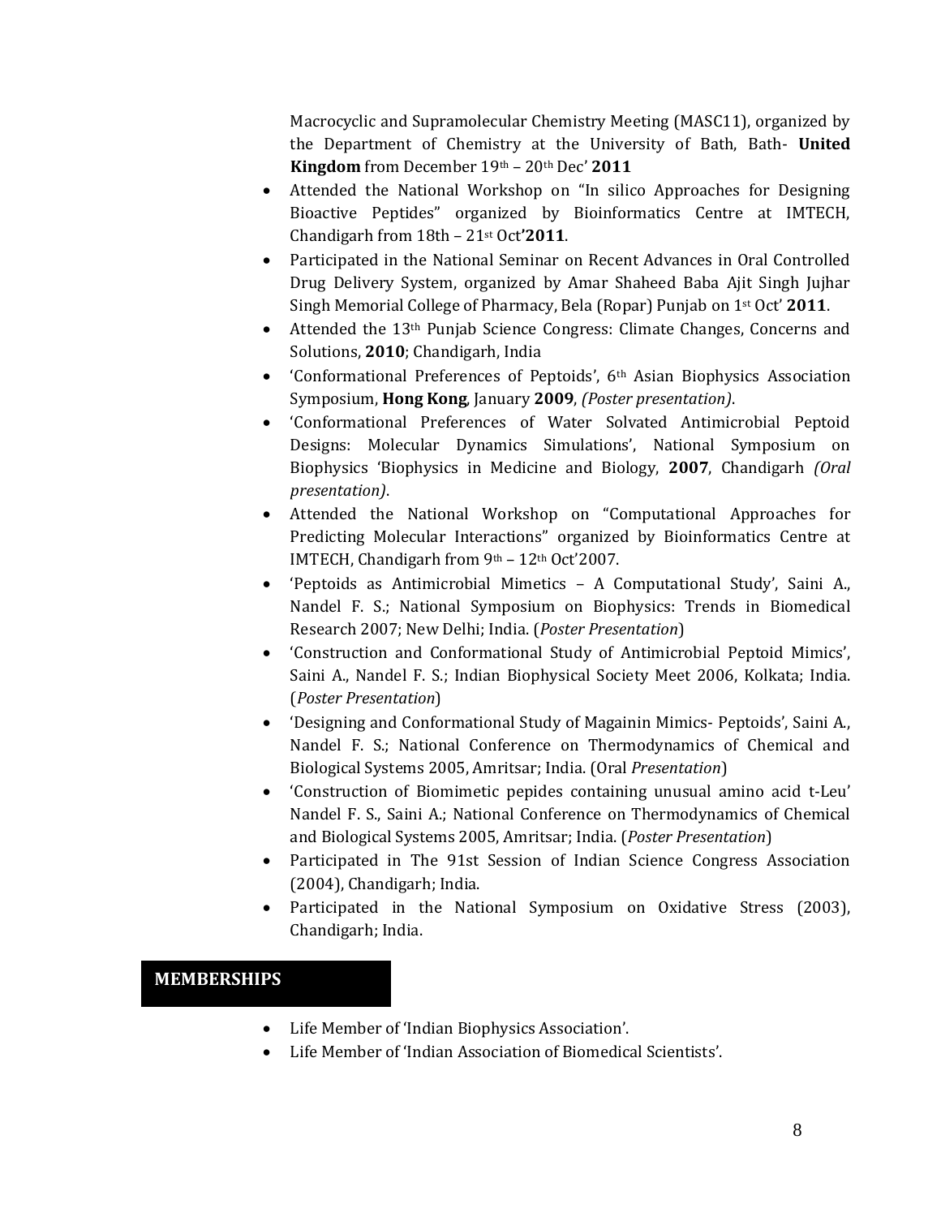Macrocyclic and Supramolecular Chemistry Meeting (MASC11), organized by the Department of Chemistry at the University of Bath, Bath- **United Kingdom** from December 19th – 20th Dec' **2011**

- Attended the National Workshop on "In silico Approaches for Designing Bioactive Peptides" organized by Bioinformatics Centre at IMTECH, Chandigarh from 18th – 21st Oct**'2011**.
- Participated in the National Seminar on Recent Advances in Oral Controlled Drug Delivery System, organized by Amar Shaheed Baba Ajit Singh Jujhar Singh Memorial College of Pharmacy, Bela (Ropar) Punjab on 1st Oct' **2011**.
- Attended the 13th Punjab Science Congress: Climate Changes, Concerns and Solutions, **2010**; Chandigarh, India
- 'Conformational Preferences of Peptoids', 6th Asian Biophysics Association Symposium, **Hong Kong**, January **2009**, *(Poster presentation)*.
- 'Conformational Preferences of Water Solvated Antimicrobial Peptoid Designs: Molecular Dynamics Simulations', National Symposium on Biophysics 'Biophysics in Medicine and Biology, **2007**, Chandigarh *(Oral presentation)*.
- Attended the National Workshop on "Computational Approaches for Predicting Molecular Interactions" organized by Bioinformatics Centre at IMTECH, Chandigarh from 9th – 12th Oct'2007.
- 'Peptoids as Antimicrobial Mimetics – A Computational Study', Saini A., Nandel F. S.; National Symposium on Biophysics: Trends in Biomedical Research 2007; New Delhi; India. (*Poster Presentation*)
- 'Construction and Conformational Study of Antimicrobial Peptoid Mimics', Saini A., Nandel F. S.; Indian Biophysical Society Meet 2006, Kolkata; India. (*Poster Presentation*)
- 'Designing and Conformational Study of Magainin Mimics- Peptoids', Saini A., Nandel F. S.; National Conference on Thermodynamics of Chemical and Biological Systems 2005, Amritsar; India. (Oral *Presentation*)
- 'Construction of Biomimetic pepides containing unusual amino acid t-Leu' Nandel F. S., Saini A.; National Conference on Thermodynamics of Chemical and Biological Systems 2005, Amritsar; India. (*Poster Presentation*)
- Participated in The 91st Session of Indian Science Congress Association (2004), Chandigarh; India.
- Participated in the National Symposium on Oxidative Stress (2003), Chandigarh; India.

## MEMBERSHIPS

- Life Member of 'Indian Biophysics Association'.
- Life Member of 'Indian Association of Biomedical Scientists'.